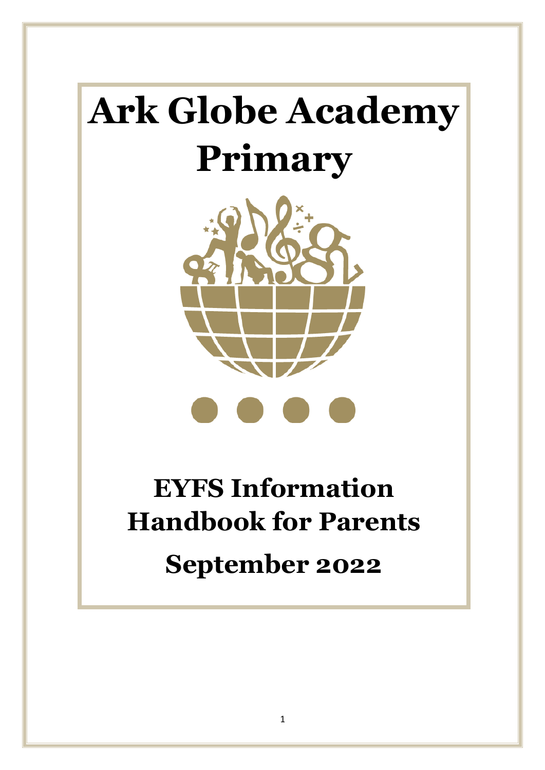# Ark Globe Academy Primary

## EYFS Information Handbook for Parents

## September 2022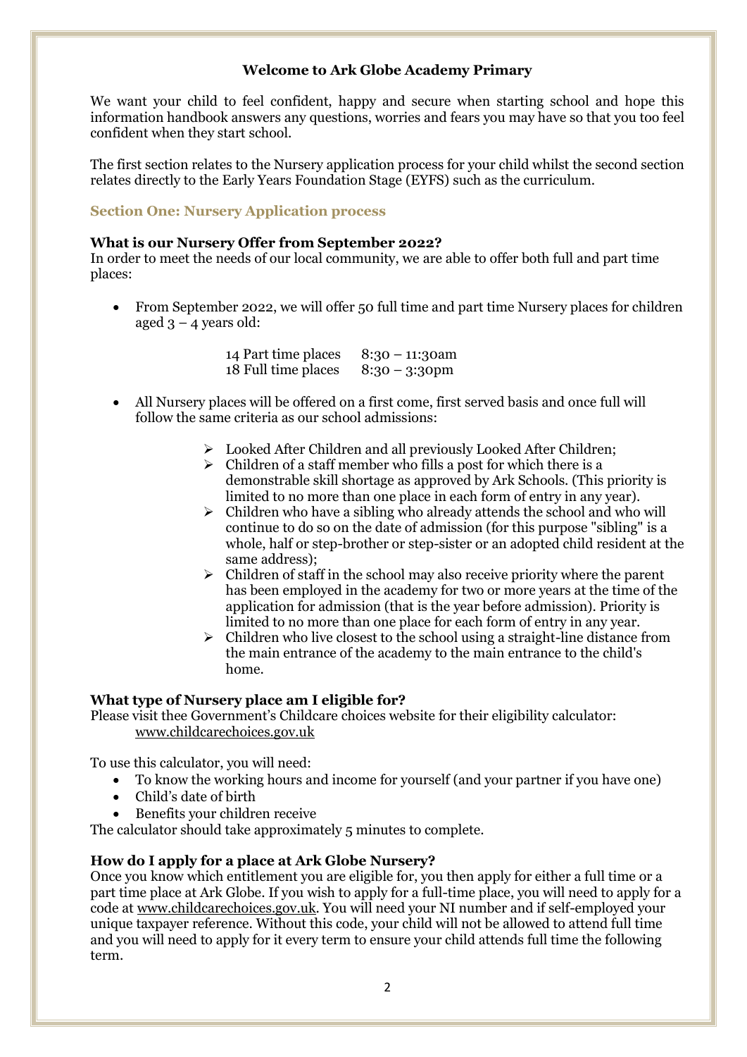**Welcome to Ark Globe Academy Primary**

We want your child to feel confident, happy and secure when starting school and hope this information handbook answers any questions, worries and fears you may have so that you too feel confident when they start school.

The first section relates to the Nursery application process for your child whilst the second section relates directly to the Early Years Foundation Stage (EYFS) such as the curriculum.

## Section One: Nursery Application process

### What is our Nursery Offer from September 2022?

In order to meet the needs of our local community, we are able to offer both full and part time places:

- From September 2022, we will offer 50 full time and part time Nursery places for children aged 3 – 4 years old:

  14 Part time places 8:30 – 11:30am
  18 Full time places 8:30 – 3:30pm

- All Nursery places will be offered on a first come, first served basis and once full will follow the same criteria as our school admissions:
  - Looked After Children and all previously Looked After Children;
  - Children of a staff member who fills a post for which there is a demonstrable skill shortage as approved by Ark Schools. (This priority is limited to no more than one place in each form of entry in any year).
  - Children who have a sibling who already attends the school and who will continue to do so on the date of admission (for this purpose "sibling" is a whole, half or step-brother or step-sister or an adopted child resident at the same address);
  - Children of staff in the school may also receive priority where the parent has been employed in the academy for two or more years at the time of the application for admission (that is the year before admission). Priority is limited to no more than one place for each form of entry in any year.
  - Children who live closest to the school using a straight-line distance from the main entrance of the academy to the main entrance to the child's home.

### What type of Nursery place am I eligible for?

Please visit thee Government's Childcare choices website for their eligibility calculator:
www.childcarechoices.gov.uk

To use this calculator, you will need:

- To know the working hours and income for yourself (and your partner if you have one)
- Child's date of birth
- Benefits your children receive

The calculator should take approximately 5 minutes to complete.

### How do I apply for a place at Ark Globe Nursery?

Once you know which entitlement you are eligible for, you then apply for either a full time or a part time place at Ark Globe. If you wish to apply for a full-time place, you will need to apply for a code at www.childcarechoices.gov.uk. You will need your NI number and if self-employed your unique taxpayer reference. Without this code, your child will not be allowed to attend full time and you will need to apply for it every term to ensure your child attends full time the following term.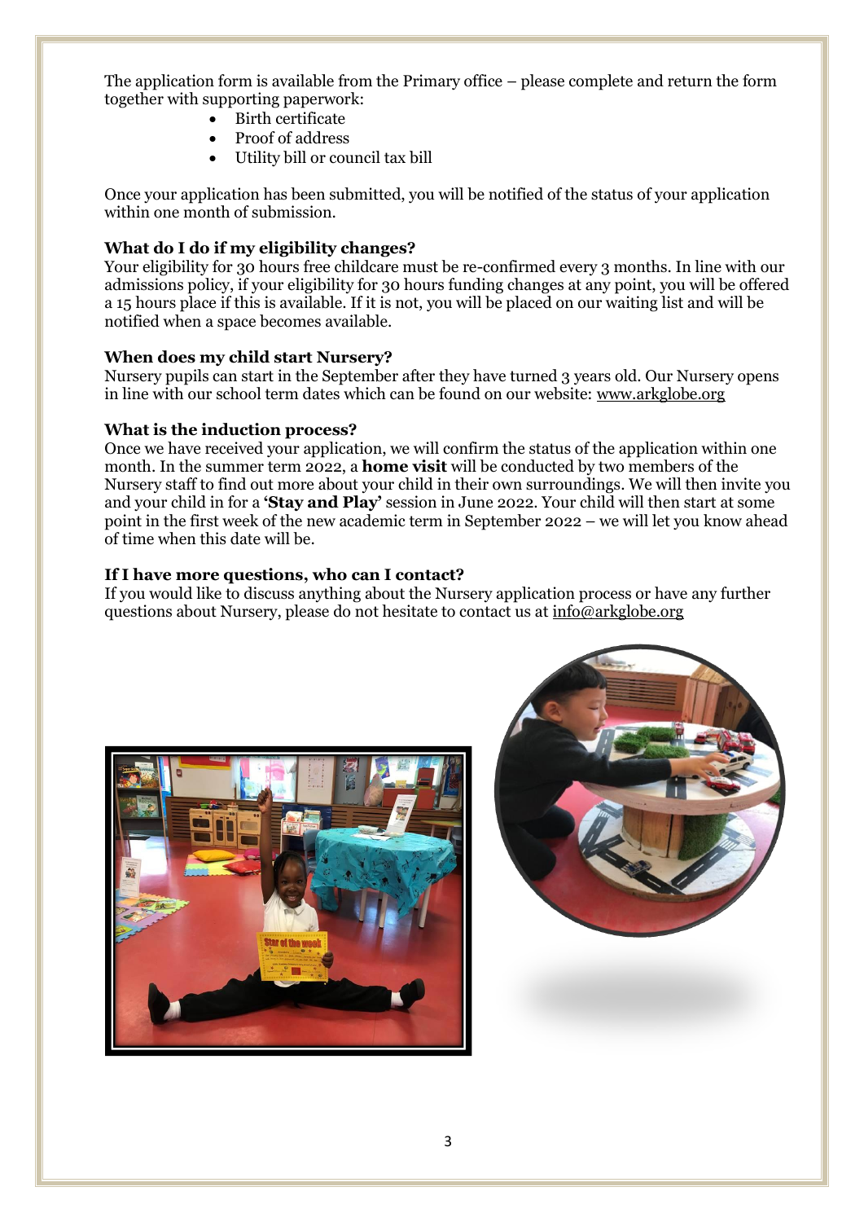The application form is available from the Primary office – please complete and return the form together with supporting paperwork:

- Birth certificate
- Proof of address
- Utility bill or council tax bill

Once your application has been submitted, you will be notified of the status of your application within one month of submission.

**What do I do if my eligibility changes?**

Your eligibility for 30 hours free childcare must be re-confirmed every 3 months. In line with our admissions policy, if your eligibility for 30 hours funding changes at any point, you will be offered a 15 hours place if this is available. If it is not, you will be placed on our waiting list and will be notified when a space becomes available.

**When does my child start Nursery?**

Nursery pupils can start in the September after they have turned 3 years old. Our Nursery opens in line with our school term dates which can be found on our website: www.arkglobe.org

**What is the induction process?**

Once we have received your application, we will confirm the status of the application within one month. In the summer term 2022, a **home visit** will be conducted by two members of the Nursery staff to find out more about your child in their own surroundings. We will then invite you and your child in for a **'Stay and Play'** session in June 2022. Your child will then start at some point in the first week of the new academic term in September 2022 – we will let you know ahead of time when this date will be.

**If I have more questions, who can I contact?**

If you would like to discuss anything about the Nursery application process or have any further questions about Nursery, please do not hesitate to contact us at info@arkglobe.org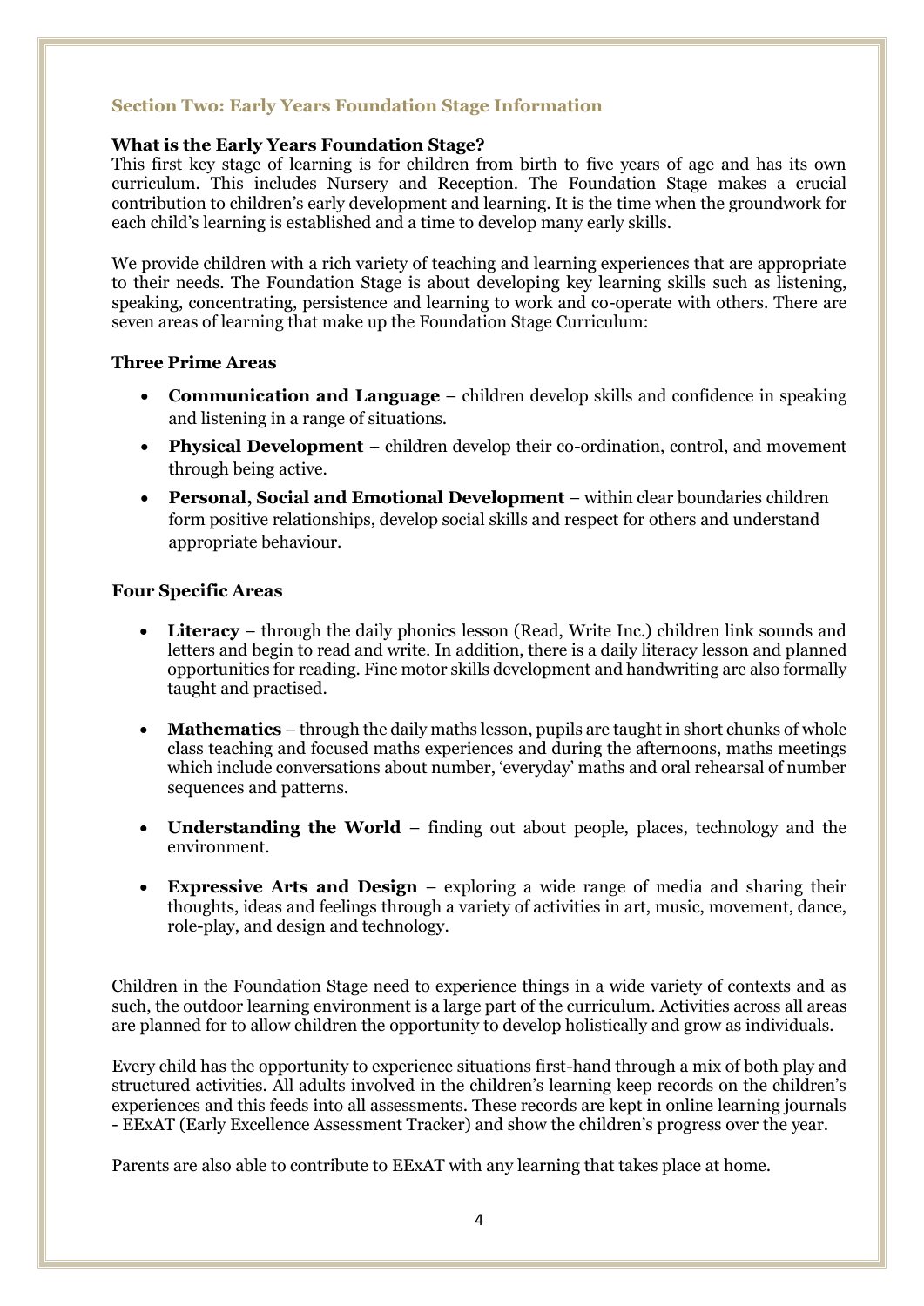## Section Two: Early Years Foundation Stage Information

### What is the Early Years Foundation Stage?

This first key stage of learning is for children from birth to five years of age and has its own curriculum. This includes Nursery and Reception. The Foundation Stage makes a crucial contribution to children's early development and learning. It is the time when the groundwork for each child's learning is established and a time to develop many early skills.

We provide children with a rich variety of teaching and learning experiences that are appropriate to their needs. The Foundation Stage is about developing key learning skills such as listening, speaking, concentrating, persistence and learning to work and co-operate with others. There are seven areas of learning that make up the Foundation Stage Curriculum:

### Three Prime Areas

- **Communication and Language** – children develop skills and confidence in speaking and listening in a range of situations.
- **Physical Development** – children develop their co-ordination, control, and movement through being active.
- **Personal, Social and Emotional Development** – within clear boundaries children form positive relationships, develop social skills and respect for others and understand appropriate behaviour.

### Four Specific Areas

- **Literacy** – through the daily phonics lesson (Read, Write Inc.) children link sounds and letters and begin to read and write. In addition, there is a daily literacy lesson and planned opportunities for reading. Fine motor skills development and handwriting are also formally taught and practised.
- **Mathematics** – through the daily maths lesson, pupils are taught in short chunks of whole class teaching and focused maths experiences and during the afternoons, maths meetings which include conversations about number, 'everyday' maths and oral rehearsal of number sequences and patterns.
- **Understanding the World** – finding out about people, places, technology and the environment.
- **Expressive Arts and Design** – exploring a wide range of media and sharing their thoughts, ideas and feelings through a variety of activities in art, music, movement, dance, role-play, and design and technology.

Children in the Foundation Stage need to experience things in a wide variety of contexts and as such, the outdoor learning environment is a large part of the curriculum. Activities across all areas are planned for to allow children the opportunity to develop holistically and grow as individuals.

Every child has the opportunity to experience situations first-hand through a mix of both play and structured activities. All adults involved in the children's learning keep records on the children's experiences and this feeds into all assessments. These records are kept in online learning journals - EExAT (Early Excellence Assessment Tracker) and show the children's progress over the year.

Parents are also able to contribute to EExAT with any learning that takes place at home.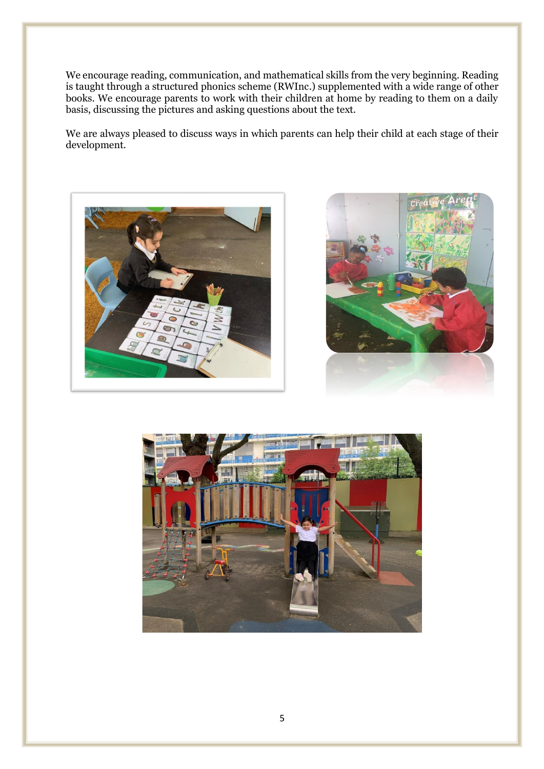We encourage reading, communication, and mathematical skills from the very beginning. Reading is taught through a structured phonics scheme (RWInc.) supplemented with a wide range of other books. We encourage parents to work with their children at home by reading to them on a daily basis, discussing the pictures and asking questions about the text.

We are always pleased to discuss ways in which parents can help their child at each stage of their development.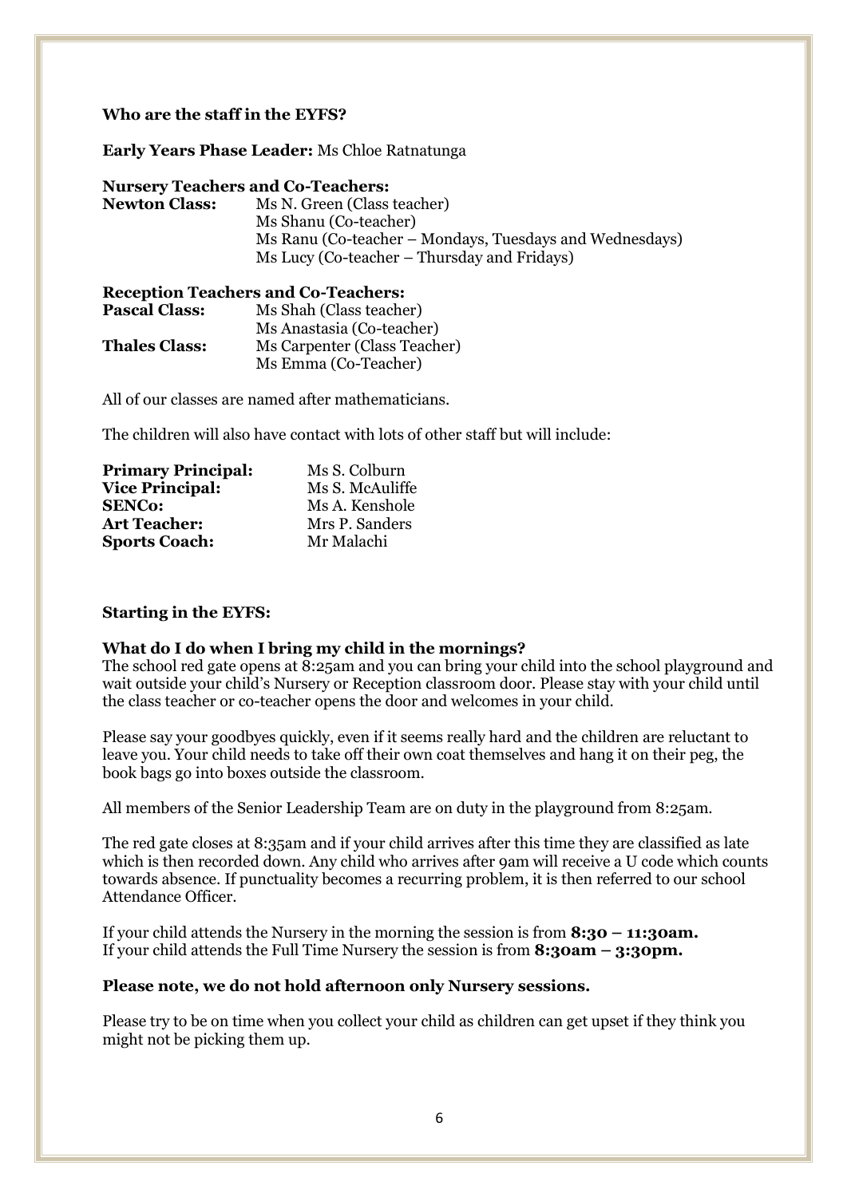**Who are the staff in the EYFS?**

**Early Years Phase Leader:** Ms Chloe Ratnatunga

**Nursery Teachers and Co-Teachers:**

**Newton Class:** Ms N. Green (Class teacher)
Ms Shanu (Co-teacher)
Ms Ranu (Co-teacher – Mondays, Tuesdays and Wednesdays)
Ms Lucy (Co-teacher – Thursday and Fridays)

**Reception Teachers and Co-Teachers:**

**Pascal Class:** Ms Shah (Class teacher)
Ms Anastasia (Co-teacher)

**Thales Class:** Ms Carpenter (Class Teacher)
Ms Emma (Co-Teacher)

All of our classes are named after mathematicians.

The children will also have contact with lots of other staff but will include:

**Primary Principal:** Ms S. Colburn
**Vice Principal:** Ms S. McAuliffe
**SENCo:** Ms A. Kenshole
**Art Teacher:** Mrs P. Sanders
**Sports Coach:** Mr Malachi

**Starting in the EYFS:**

**What do I do when I bring my child in the mornings?**

The school red gate opens at 8:25am and you can bring your child into the school playground and wait outside your child's Nursery or Reception classroom door. Please stay with your child until the class teacher or co-teacher opens the door and welcomes in your child.

Please say your goodbyes quickly, even if it seems really hard and the children are reluctant to leave you. Your child needs to take off their own coat themselves and hang it on their peg, the book bags go into boxes outside the classroom.

All members of the Senior Leadership Team are on duty in the playground from 8:25am.

The red gate closes at 8:35am and if your child arrives after this time they are classified as late which is then recorded down. Any child who arrives after 9am will receive a U code which counts towards absence. If punctuality becomes a recurring problem, it is then referred to our school Attendance Officer.

If your child attends the Nursery in the morning the session is from **8:30 – 11:30am.**
If your child attends the Full Time Nursery the session is from **8:30am – 3:30pm.**

**Please note, we do not hold afternoon only Nursery sessions.**

Please try to be on time when you collect your child as children can get upset if they think you might not be picking them up.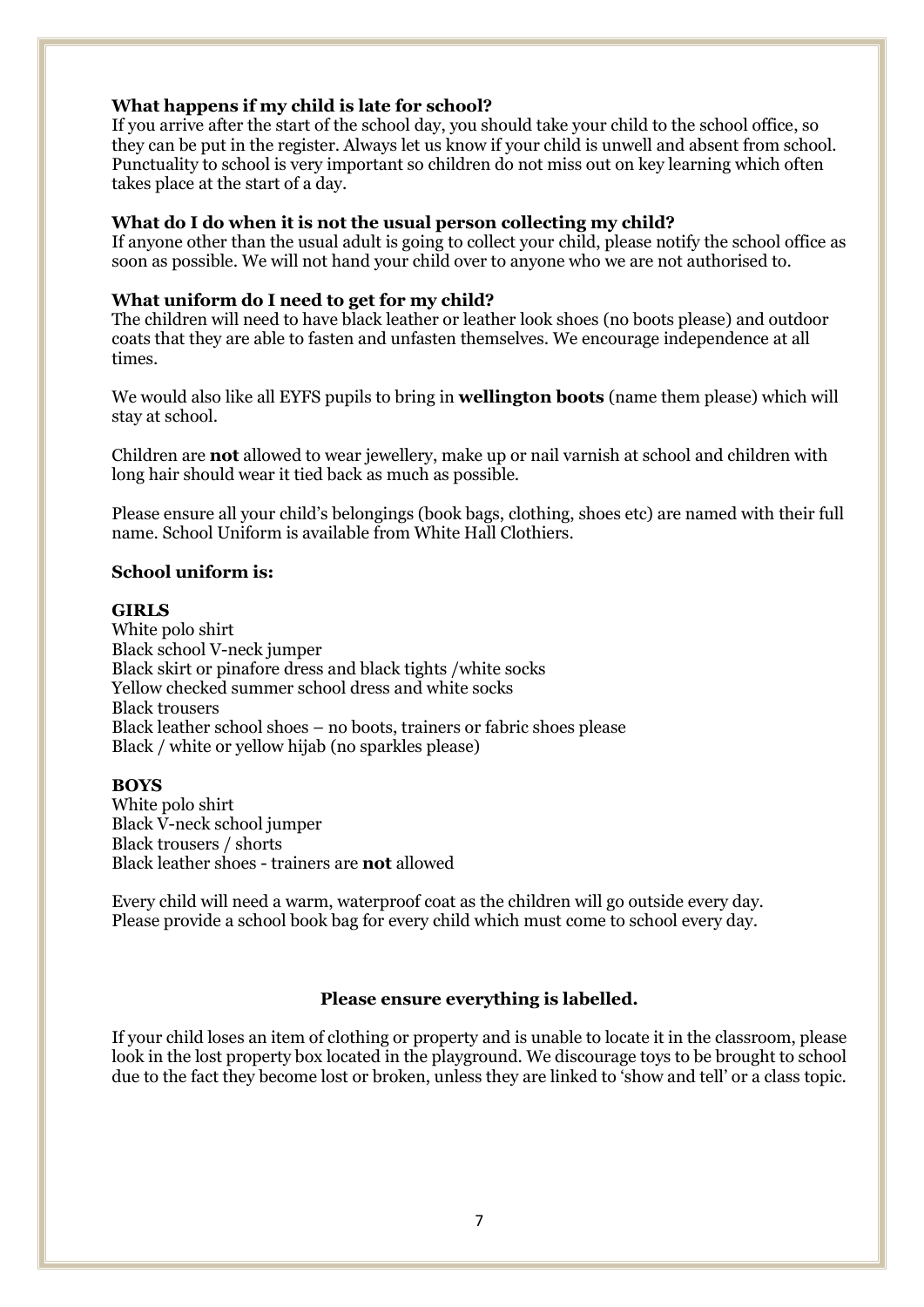**What happens if my child is late for school?**
If you arrive after the start of the school day, you should take your child to the school office, so they can be put in the register. Always let us know if your child is unwell and absent from school. Punctuality to school is very important so children do not miss out on key learning which often takes place at the start of a day.

**What do I do when it is not the usual person collecting my child?**
If anyone other than the usual adult is going to collect your child, please notify the school office as soon as possible. We will not hand your child over to anyone who we are not authorised to.

**What uniform do I need to get for my child?**
The children will need to have black leather or leather look shoes (no boots please) and outdoor coats that they are able to fasten and unfasten themselves. We encourage independence at all times.

We would also like all EYFS pupils to bring in **wellington boots** (name them please) which will stay at school.

Children are **not** allowed to wear jewellery, make up or nail varnish at school and children with long hair should wear it tied back as much as possible.

Please ensure all your child's belongings (book bags, clothing, shoes etc) are named with their full name. School Uniform is available from White Hall Clothiers.

**School uniform is:**

**GIRLS**
White polo shirt
Black school V-neck jumper
Black skirt or pinafore dress and black tights /white socks
Yellow checked summer school dress and white socks
Black trousers
Black leather school shoes – no boots, trainers or fabric shoes please
Black / white or yellow hijab (no sparkles please)

**BOYS**
White polo shirt
Black V-neck school jumper
Black trousers / shorts
Black leather shoes - trainers are **not** allowed

Every child will need a warm, waterproof coat as the children will go outside every day.
Please provide a school book bag for every child which must come to school every day.

**Please ensure everything is labelled.**

If your child loses an item of clothing or property and is unable to locate it in the classroom, please look in the lost property box located in the playground. We discourage toys to be brought to school due to the fact they become lost or broken, unless they are linked to 'show and tell' or a class topic.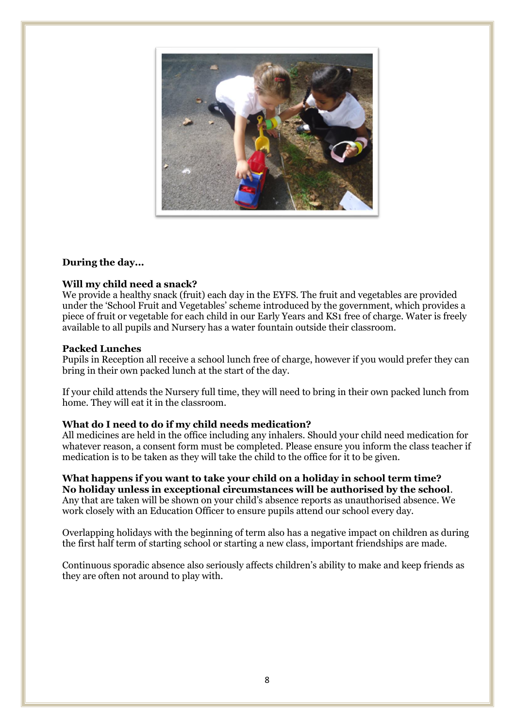**During the day...**

**Will my child need a snack?**

We provide a healthy snack (fruit) each day in the EYFS. The fruit and vegetables are provided under the 'School Fruit and Vegetables' scheme introduced by the government, which provides a piece of fruit or vegetable for each child in our Early Years and KS1 free of charge. Water is freely available to all pupils and Nursery has a water fountain outside their classroom.

**Packed Lunches**

Pupils in Reception all receive a school lunch free of charge, however if you would prefer they can bring in their own packed lunch at the start of the day.

If your child attends the Nursery full time, they will need to bring in their own packed lunch from home. They will eat it in the classroom.

**What do I need to do if my child needs medication?**

All medicines are held in the office including any inhalers. Should your child need medication for whatever reason, a consent form must be completed. Please ensure you inform the class teacher if medication is to be taken as they will take the child to the office for it to be given.

**What happens if you want to take your child on a holiday in school term time?**
**No holiday unless in exceptional circumstances will be authorised by the school**. Any that are taken will be shown on your child's absence reports as unauthorised absence. We work closely with an Education Officer to ensure pupils attend our school every day.

Overlapping holidays with the beginning of term also has a negative impact on children as during the first half term of starting school or starting a new class, important friendships are made.

Continuous sporadic absence also seriously affects children's ability to make and keep friends as they are often not around to play with.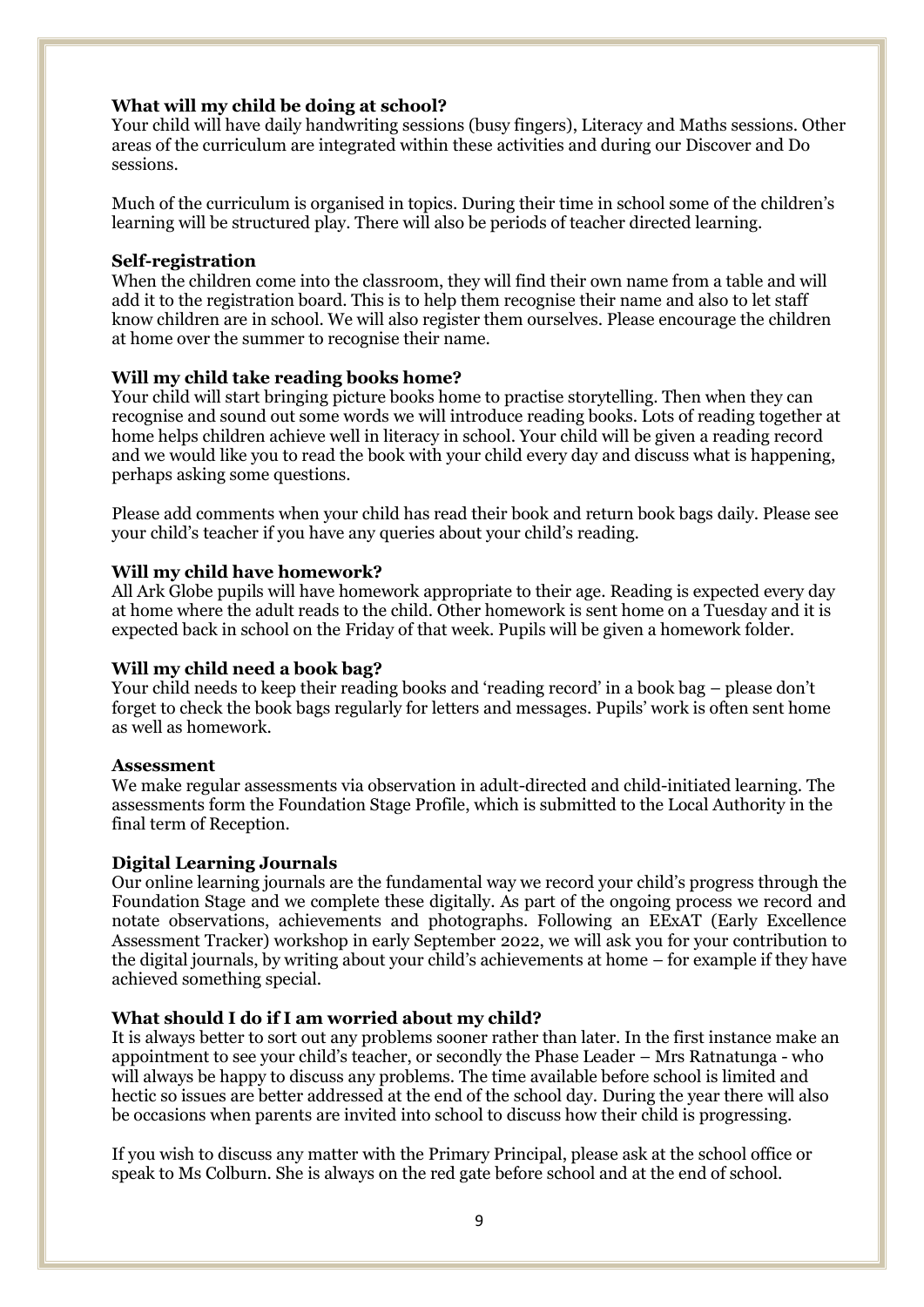**What will my child be doing at school?**

Your child will have daily handwriting sessions (busy fingers), Literacy and Maths sessions. Other areas of the curriculum are integrated within these activities and during our Discover and Do sessions.

Much of the curriculum is organised in topics. During their time in school some of the children's learning will be structured play. There will also be periods of teacher directed learning.

**Self-registration**

When the children come into the classroom, they will find their own name from a table and will add it to the registration board. This is to help them recognise their name and also to let staff know children are in school. We will also register them ourselves. Please encourage the children at home over the summer to recognise their name.

**Will my child take reading books home?**

Your child will start bringing picture books home to practise storytelling. Then when they can recognise and sound out some words we will introduce reading books. Lots of reading together at home helps children achieve well in literacy in school. Your child will be given a reading record and we would like you to read the book with your child every day and discuss what is happening, perhaps asking some questions.

Please add comments when your child has read their book and return book bags daily. Please see your child's teacher if you have any queries about your child's reading.

**Will my child have homework?**

All Ark Globe pupils will have homework appropriate to their age. Reading is expected every day at home where the adult reads to the child. Other homework is sent home on a Tuesday and it is expected back in school on the Friday of that week. Pupils will be given a homework folder.

**Will my child need a book bag?**

Your child needs to keep their reading books and 'reading record' in a book bag – please don't forget to check the book bags regularly for letters and messages. Pupils' work is often sent home as well as homework.

**Assessment**

We make regular assessments via observation in adult-directed and child-initiated learning. The assessments form the Foundation Stage Profile, which is submitted to the Local Authority in the final term of Reception.

**Digital Learning Journals**

Our online learning journals are the fundamental way we record your child's progress through the Foundation Stage and we complete these digitally. As part of the ongoing process we record and notate observations, achievements and photographs. Following an EExAT (Early Excellence Assessment Tracker) workshop in early September 2022, we will ask you for your contribution to the digital journals, by writing about your child's achievements at home – for example if they have achieved something special.

**What should I do if I am worried about my child?**

It is always better to sort out any problems sooner rather than later. In the first instance make an appointment to see your child's teacher, or secondly the Phase Leader – Mrs Ratnatunga - who will always be happy to discuss any problems. The time available before school is limited and hectic so issues are better addressed at the end of the school day. During the year there will also be occasions when parents are invited into school to discuss how their child is progressing.

If you wish to discuss any matter with the Primary Principal, please ask at the school office or speak to Ms Colburn. She is always on the red gate before school and at the end of school.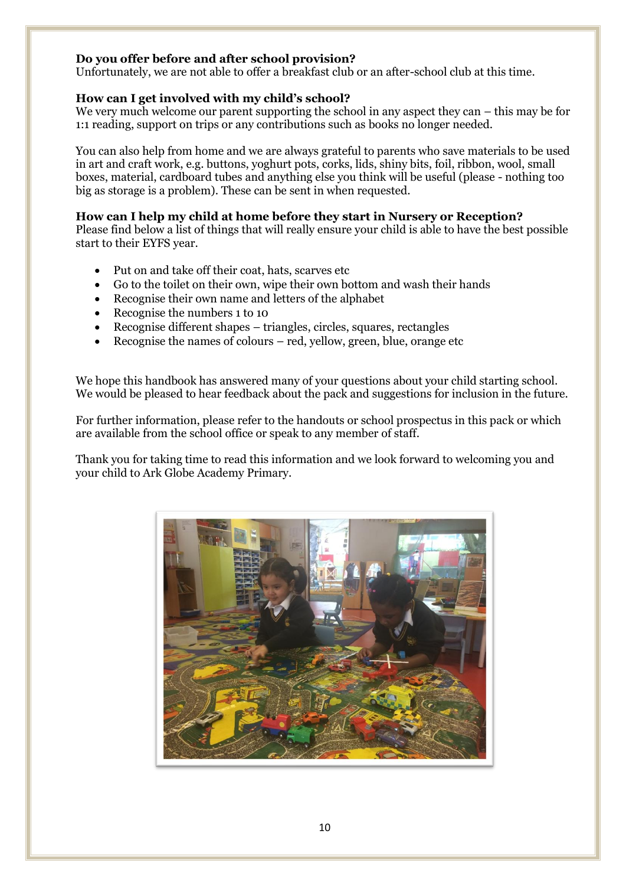**Do you offer before and after school provision?**
Unfortunately, we are not able to offer a breakfast club or an after-school club at this time.

**How can I get involved with my child's school?**
We very much welcome our parent supporting the school in any aspect they can – this may be for 1:1 reading, support on trips or any contributions such as books no longer needed.

You can also help from home and we are always grateful to parents who save materials to be used in art and craft work, e.g. buttons, yoghurt pots, corks, lids, shiny bits, foil, ribbon, wool, small boxes, material, cardboard tubes and anything else you think will be useful (please - nothing too big as storage is a problem). These can be sent in when requested.

**How can I help my child at home before they start in Nursery or Reception?**
Please find below a list of things that will really ensure your child is able to have the best possible start to their EYFS year.

- Put on and take off their coat, hats, scarves etc
- Go to the toilet on their own, wipe their own bottom and wash their hands
- Recognise their own name and letters of the alphabet
- Recognise the numbers 1 to 10
- Recognise different shapes – triangles, circles, squares, rectangles
- Recognise the names of colours – red, yellow, green, blue, orange etc

We hope this handbook has answered many of your questions about your child starting school. We would be pleased to hear feedback about the pack and suggestions for inclusion in the future.

For further information, please refer to the handouts or school prospectus in this pack or which are available from the school office or speak to any member of staff.

Thank you for taking time to read this information and we look forward to welcoming you and your child to Ark Globe Academy Primary.